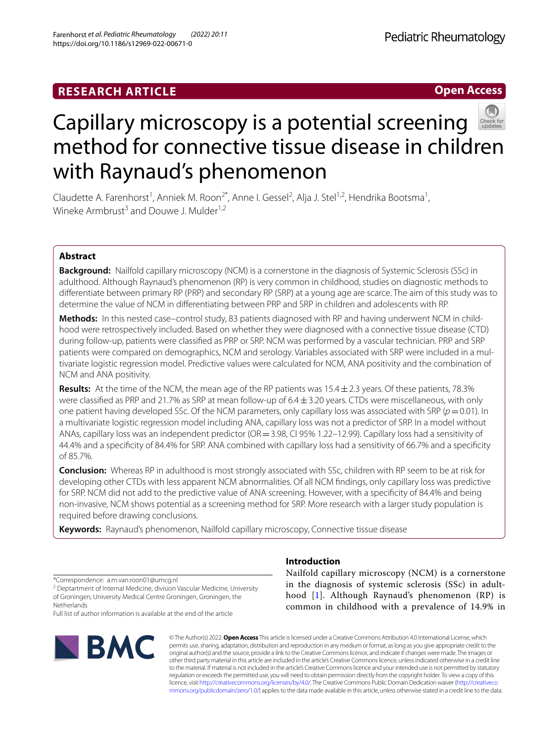RESEARCH ARTICLE

Open Access

# Capillary microscopy is a potential screening method for connective tissue disease in children with Raynaud's phenomenon

Claudette A. Farenhorst[1], Anniek M. Roon[2*], Anne I. Gessel[2], Alja J. Stel[1,2], Hendrika Bootsma[1], Wineke Armbrust[3] and Douwe J. Mulder[1,2]

## Abstract

**Background:** Nailfold capillary microscopy (NCM) is a cornerstone in the diagnosis of Systemic Sclerosis (SSc) in adulthood. Although Raynaud's phenomenon (RP) is very common in childhood, studies on diagnostic methods to differentiate between primary RP (PRP) and secondary RP (SRP) at a young age are scarce. The aim of this study was to determine the value of NCM in differentiating between PRP and SRP in children and adolescents with RP.

**Methods:** In this nested case–control study, 83 patients diagnosed with RP and having underwent NCM in childhood were retrospectively included. Based on whether they were diagnosed with a connective tissue disease (CTD) during follow-up, patients were classified as PRP or SRP. NCM was performed by a vascular technician. PRP and SRP patients were compared on demographics, NCM and serology. Variables associated with SRP were included in a multivariate logistic regression model. Predictive values were calculated for NCM, ANA positivity and the combination of NCM and ANA positivity.

**Results:** At the time of the NCM, the mean age of the RP patients was 15.4 ± 2.3 years. Of these patients, 78.3% were classified as PRP and 21.7% as SRP at mean follow-up of 6.4 ± 3.20 years. CTDs were miscellaneous, with only one patient having developed SSc. Of the NCM parameters, only capillary loss was associated with SRP ($p = 0.01$). In a multivariate logistic regression model including ANA, capillary loss was not a predictor of SRP. In a model without ANAs, capillary loss was an independent predictor (OR = 3.98, CI 95% 1.22–12.99). Capillary loss had a sensitivity of 44.4% and a specificity of 84.4% for SRP. ANA combined with capillary loss had a sensitivity of 66.7% and a specificity of 85.7%.

**Conclusion:** Whereas RP in adulthood is most strongly associated with SSc, children with RP seem to be at risk for developing other CTDs with less apparent NCM abnormalities. Of all NCM findings, only capillary loss was predictive for SRP. NCM did not add to the predictive value of ANA screening. However, with a specificity of 84.4% and being non-invasive, NCM shows potential as a screening method for SRP. More research with a larger study population is required before drawing conclusions.

**Keywords:** Raynaud's phenomenon, Nailfold capillary microscopy, Connective tissue disease

*Correspondence: a.m.van.roon01@umcg.nl

[2] Deptartment of Internal Medicine, division Vascular Medicine, University of Groningen, University Medical Centre Groningen, Groningen, the Netherlands

Full list of author information is available at the end of the article

## Introduction

Nailfold capillary microscopy (NCM) is a cornerstone in the diagnosis of systemic sclerosis (SSc) in adulthood [1]. Although Raynaud's phenomenon (RP) is common in childhood with a prevalence of 14.9% in

© The Author(s) 2022. **Open Access** This article is licensed under a Creative Commons Attribution 4.0 International License, which permits use, sharing, adaptation, distribution and reproduction in any medium or format, as long as you give appropriate credit to the original author(s) and the source, provide a link to the Creative Commons licence, and indicate if changes were made. The images or other third party material in this article are included in the article's Creative Commons licence, unless indicated otherwise in a credit line to the material. If material is not included in the article's Creative Commons licence and your intended use is not permitted by statutory regulation or exceeds the permitted use, you will need to obtain permission directly from the copyright holder. To view a copy of this licence, visit http://creativecommons.org/licenses/by/4.0/. The Creative Commons Public Domain Dedication waiver (http://creativecommons.org/publicdomain/zero/1.0/) applies to the data made available in this article, unless otherwise stated in a credit line to the data.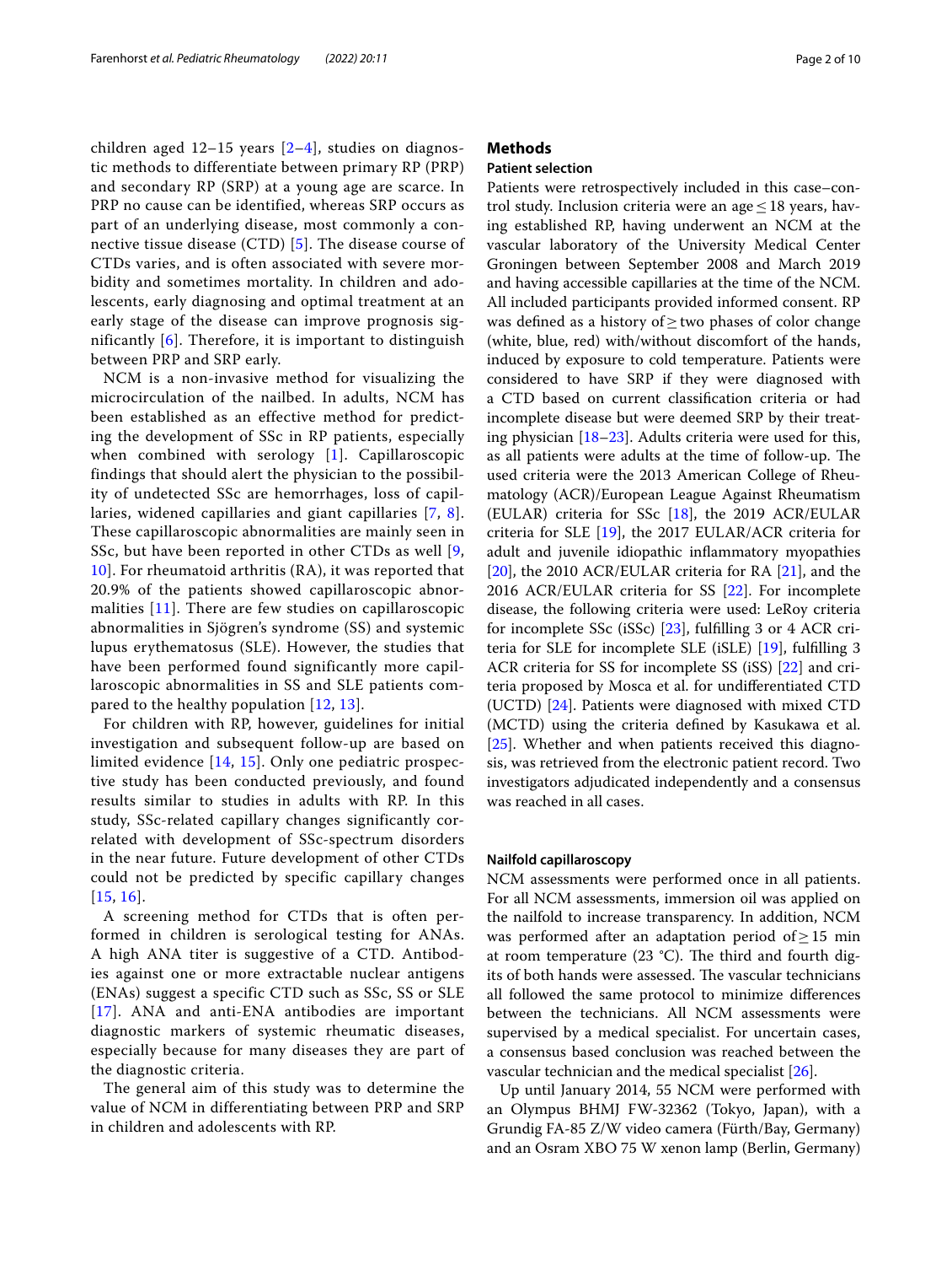children aged 12–15 years [2–4], studies on diagnostic methods to differentiate between primary RP (PRP) and secondary RP (SRP) at a young age are scarce. In PRP no cause can be identified, whereas SRP occurs as part of an underlying disease, most commonly a connective tissue disease (CTD) [5]. The disease course of CTDs varies, and is often associated with severe morbidity and sometimes mortality. In children and adolescents, early diagnosing and optimal treatment at an early stage of the disease can improve prognosis significantly [6]. Therefore, it is important to distinguish between PRP and SRP early.

NCM is a non-invasive method for visualizing the microcirculation of the nailbed. In adults, NCM has been established as an effective method for predicting the development of SSc in RP patients, especially when combined with serology [1]. Capillaroscopic findings that should alert the physician to the possibility of undetected SSc are hemorrhages, loss of capillaries, widened capillaries and giant capillaries [7, 8]. These capillaroscopic abnormalities are mainly seen in SSc, but have been reported in other CTDs as well [9, 10]. For rheumatoid arthritis (RA), it was reported that 20.9% of the patients showed capillaroscopic abnormalities [11]. There are few studies on capillaroscopic abnormalities in Sjögren's syndrome (SS) and systemic lupus erythematosus (SLE). However, the studies that have been performed found significantly more capillaroscopic abnormalities in SS and SLE patients compared to the healthy population [12, 13].

For children with RP, however, guidelines for initial investigation and subsequent follow-up are based on limited evidence [14, 15]. Only one pediatric prospective study has been conducted previously, and found results similar to studies in adults with RP. In this study, SSc-related capillary changes significantly correlated with development of SSc-spectrum disorders in the near future. Future development of other CTDs could not be predicted by specific capillary changes [15, 16].

A screening method for CTDs that is often performed in children is serological testing for ANAs. A high ANA titer is suggestive of a CTD. Antibodies against one or more extractable nuclear antigens (ENAs) suggest a specific CTD such as SSc, SS or SLE [17]. ANA and anti-ENA antibodies are important diagnostic markers of systemic rheumatic diseases, especially because for many diseases they are part of the diagnostic criteria.

The general aim of this study was to determine the value of NCM in differentiating between PRP and SRP in children and adolescents with RP.

## Methods

### Patient selection

Patients were retrospectively included in this case–control study. Inclusion criteria were an age ≤ 18 years, having established RP, having underwent an NCM at the vascular laboratory of the University Medical Center Groningen between September 2008 and March 2019 and having accessible capillaries at the time of the NCM. All included participants provided informed consent. RP was defined as a history of ≥ two phases of color change (white, blue, red) with/without discomfort of the hands, induced by exposure to cold temperature. Patients were considered to have SRP if they were diagnosed with a CTD based on current classification criteria or had incomplete disease but were deemed SRP by their treating physician [18–23]. Adults criteria were used for this, as all patients were adults at the time of follow-up. The used criteria were the 2013 American College of Rheumatology (ACR)/European League Against Rheumatism (EULAR) criteria for SSc [18], the 2019 ACR/EULAR criteria for SLE [19], the 2017 EULAR/ACR criteria for adult and juvenile idiopathic inflammatory myopathies [20], the 2010 ACR/EULAR criteria for RA [21], and the 2016 ACR/EULAR criteria for SS [22]. For incomplete disease, the following criteria were used: LeRoy criteria for incomplete SSc (iSSc) [23], fulfilling 3 or 4 ACR criteria for SLE for incomplete SLE (iSLE) [19], fulfilling 3 ACR criteria for SS for incomplete SS (iSS) [22] and criteria proposed by Mosca et al. for undifferentiated CTD (UCTD) [24]. Patients were diagnosed with mixed CTD (MCTD) using the criteria defined by Kasukawa et al. [25]. Whether and when patients received this diagnosis, was retrieved from the electronic patient record. Two investigators adjudicated independently and a consensus was reached in all cases.

### Nailfold capillaroscopy

NCM assessments were performed once in all patients. For all NCM assessments, immersion oil was applied on the nailfold to increase transparency. In addition, NCM was performed after an adaptation period of ≥ 15 min at room temperature (23 °C). The third and fourth digits of both hands were assessed. The vascular technicians all followed the same protocol to minimize differences between the technicians. All NCM assessments were supervised by a medical specialist. For uncertain cases, a consensus based conclusion was reached between the vascular technician and the medical specialist [26].

Up until January 2014, 55 NCM were performed with an Olympus BHMJ FW-32362 (Tokyo, Japan), with a Grundig FA-85 Z/W video camera (Fürth/Bay, Germany) and an Osram XBO 75 W xenon lamp (Berlin, Germany)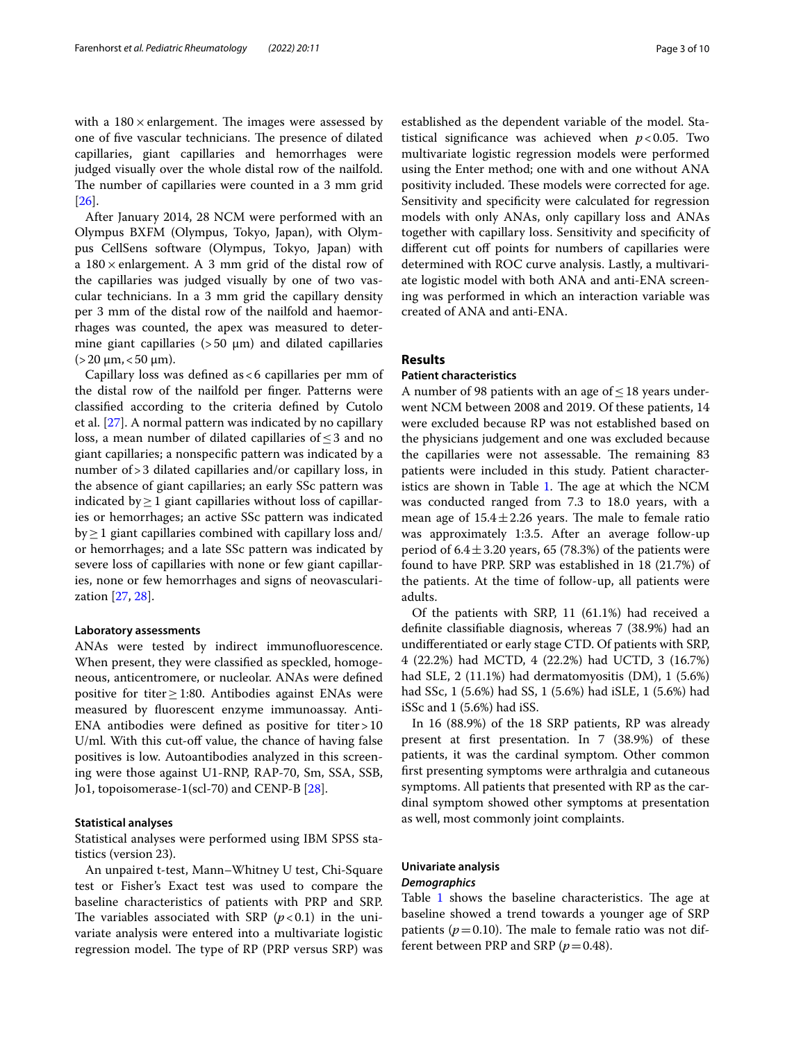with a 180 × enlargement. The images were assessed by one of five vascular technicians. The presence of dilated capillaries, giant capillaries and hemorrhages were judged visually over the whole distal row of the nailfold. The number of capillaries were counted in a 3 mm grid [26].

After January 2014, 28 NCM were performed with an Olympus BXFM (Olympus, Tokyo, Japan), with Olympus CellSens software (Olympus, Tokyo, Japan) with a 180 × enlargement. A 3 mm grid of the distal row of the capillaries was judged visually by one of two vascular technicians. In a 3 mm grid the capillary density per 3 mm of the distal row of the nailfold and haemorrhages was counted, the apex was measured to determine giant capillaries (> 50 μm) and dilated capillaries (> 20 μm, < 50 μm).

Capillary loss was defined as < 6 capillaries per mm of the distal row of the nailfold per finger. Patterns were classified according to the criteria defined by Cutolo et al. [27]. A normal pattern was indicated by no capillary loss, a mean number of dilated capillaries of ≤ 3 and no giant capillaries; a nonspecific pattern was indicated by a number of > 3 dilated capillaries and/or capillary loss, in the absence of giant capillaries; an early SSc pattern was indicated by ≥ 1 giant capillaries without loss of capillaries or hemorrhages; an active SSc pattern was indicated by ≥ 1 giant capillaries combined with capillary loss and/or hemorrhages; and a late SSc pattern was indicated by severe loss of capillaries with none or few giant capillaries, none or few hemorrhages and signs of neovascularization [27, 28].

### Laboratory assessments

ANAs were tested by indirect immunofluorescence. When present, they were classified as speckled, homogeneous, anticentromere, or nucleolar. ANAs were defined positive for titer ≥ 1:80. Antibodies against ENAs were measured by fluorescent enzyme immunoassay. Anti-ENA antibodies were defined as positive for titer > 10 U/ml. With this cut-off value, the chance of having false positives is low. Autoantibodies analyzed in this screening were those against U1-RNP, RAP-70, Sm, SSA, SSB, Jo1, topoisomerase-1(scl-70) and CENP-B [28].

### Statistical analyses

Statistical analyses were performed using IBM SPSS statistics (version 23).

An unpaired t-test, Mann–Whitney U test, Chi-Square test or Fisher's Exact test was used to compare the baseline characteristics of patients with PRP and SRP. The variables associated with SRP ($p < 0.1$) in the univariate analysis were entered into a multivariate logistic regression model. The type of RP (PRP versus SRP) was established as the dependent variable of the model. Statistical significance was achieved when $p < 0.05$. Two multivariate logistic regression models were performed using the Enter method; one with and one without ANA positivity included. These models were corrected for age. Sensitivity and specificity were calculated for regression models with only ANAs, only capillary loss and ANAs together with capillary loss. Sensitivity and specificity of different cut off points for numbers of capillaries were determined with ROC curve analysis. Lastly, a multivariate logistic model with both ANA and anti-ENA screening was performed in which an interaction variable was created of ANA and anti-ENA.

## Results

### Patient characteristics

A number of 98 patients with an age of ≤ 18 years underwent NCM between 2008 and 2019. Of these patients, 14 were excluded because RP was not established based on the physicians judgement and one was excluded because the capillaries were not assessable. The remaining 83 patients were included in this study. Patient characteristics are shown in Table 1. The age at which the NCM was conducted ranged from 7.3 to 18.0 years, with a mean age of 15.4 ± 2.26 years. The male to female ratio was approximately 1:3.5. After an average follow-up period of 6.4 ± 3.20 years, 65 (78.3%) of the patients were found to have PRP. SRP was established in 18 (21.7%) of the patients. At the time of follow-up, all patients were adults.

Of the patients with SRP, 11 (61.1%) had received a definite classifiable diagnosis, whereas 7 (38.9%) had an undifferentiated or early stage CTD. Of patients with SRP, 4 (22.2%) had MCTD, 4 (22.2%) had UCTD, 3 (16.7%) had SLE, 2 (11.1%) had dermatomyositis (DM), 1 (5.6%) had SSc, 1 (5.6%) had SS, 1 (5.6%) had iSLE, 1 (5.6%) had iSSc and 1 (5.6%) had iSS.

In 16 (88.9%) of the 18 SRP patients, RP was already present at first presentation. In 7 (38.9%) of these patients, it was the cardinal symptom. Other common first presenting symptoms were arthralgia and cutaneous symptoms. All patients that presented with RP as the cardinal symptom showed other symptoms at presentation as well, most commonly joint complaints.

### Univariate analysis

#### *Demographics*

Table 1 shows the baseline characteristics. The age at baseline showed a trend towards a younger age of SRP patients ($p = 0.10$). The male to female ratio was not different between PRP and SRP ($p = 0.48$).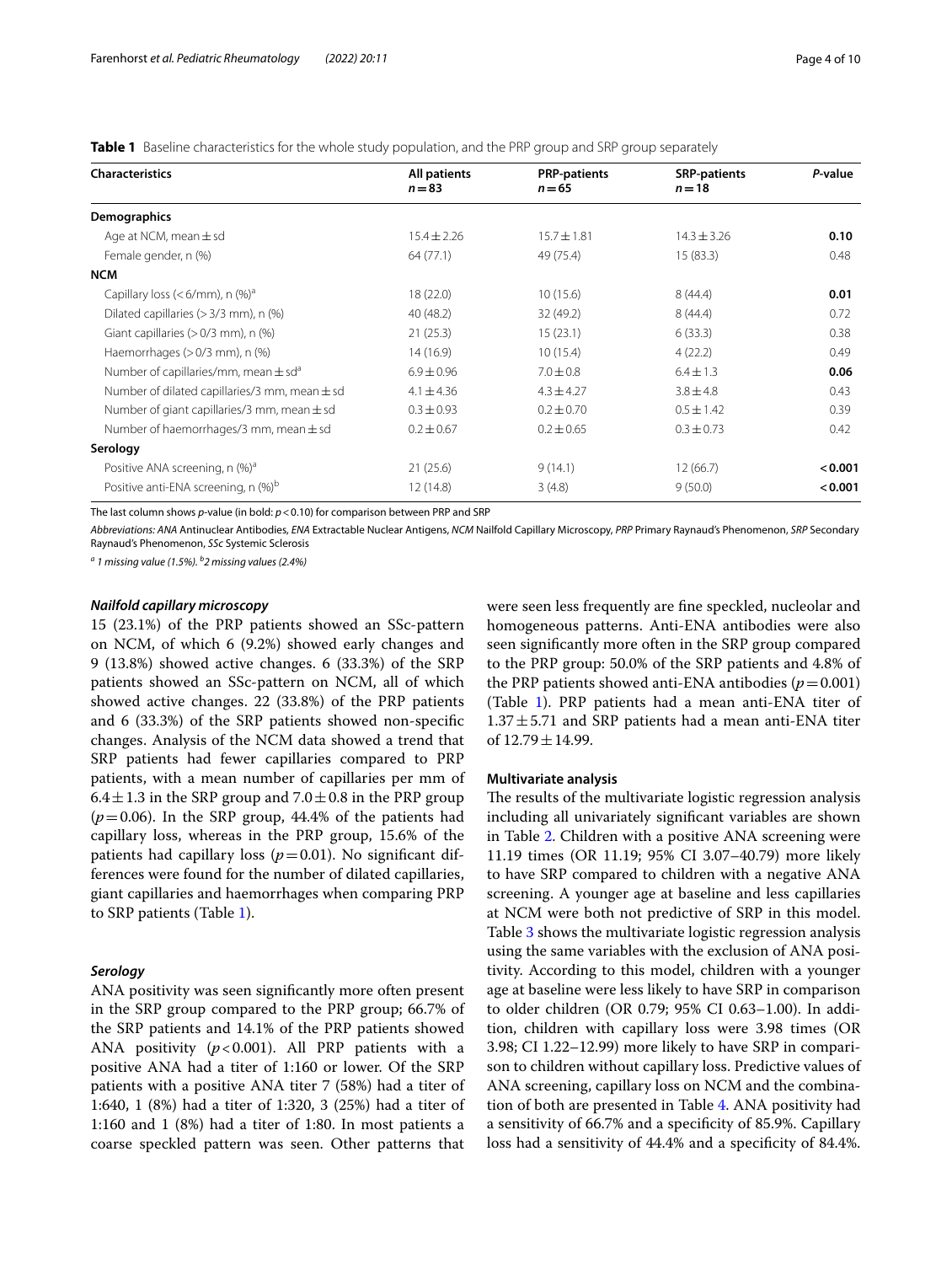**Table 1** Baseline characteristics for the whole study population, and the PRP group and SRP group separately

| Characteristics | All patients $n=83$ | PRP-patients $n=65$ | SRP-patients $n=18$ | *P*-value |
|---|---|---|---|---|
| **Demographics** | | | | |
| Age at NCM, mean ± sd | 15.4 ± 2.26 | 15.7 ± 1.81 | 14.3 ± 3.26 | **0.10** |
| Female gender, n (%) | 64 (77.1) | 49 (75.4) | 15 (83.3) | 0.48 |
| **NCM** | | | | |
| Capillary loss (< 6/mm), n (%)[a] | 18 (22.0) | 10 (15.6) | 8 (44.4) | **0.01** |
| Dilated capillaries (> 3/3 mm), n (%) | 40 (48.2) | 32 (49.2) | 8 (44.4) | 0.72 |
| Giant capillaries (> 0/3 mm), n (%) | 21 (25.3) | 15 (23.1) | 6 (33.3) | 0.38 |
| Haemorrhages (> 0/3 mm), n (%) | 14 (16.9) | 10 (15.4) | 4 (22.2) | 0.49 |
| Number of capillaries/mm, mean ± sd[a] | 6.9 ± 0.96 | 7.0 ± 0.8 | 6.4 ± 1.3 | **0.06** |
| Number of dilated capillaries/3 mm, mean ± sd | 4.1 ± 4.36 | 4.3 ± 4.27 | 3.8 ± 4.8 | 0.43 |
| Number of giant capillaries/3 mm, mean ± sd | 0.3 ± 0.93 | 0.2 ± 0.70 | 0.5 ± 1.42 | 0.39 |
| Number of haemorrhages/3 mm, mean ± sd | 0.2 ± 0.67 | 0.2 ± 0.65 | 0.3 ± 0.73 | 0.42 |
| **Serology** | | | | |
| Positive ANA screening, n (%)[a] | 21 (25.6) | 9 (14.1) | 12 (66.7) | **< 0.001** |
| Positive anti-ENA screening, n (%)[b] | 12 (14.8) | 3 (4.8) | 9 (50.0) | **< 0.001** |

The last column shows *p*-value (in bold: $p<0.10$) for comparison between PRP and SRP

*Abbreviations: ANA* Antinuclear Antibodies, *ENA* Extractable Nuclear Antigens, *NCM* Nailfold Capillary Microscopy, *PRP* Primary Raynaud's Phenomenon, *SRP* Secondary Raynaud's Phenomenon, *SSc* Systemic Sclerosis

*[a] 1 missing value (1.5%). [b] 2 missing values (2.4%)*

### *Nailfold capillary microscopy*

15 (23.1%) of the PRP patients showed an SSc-pattern on NCM, of which 6 (9.2%) showed early changes and 9 (13.8%) showed active changes. 6 (33.3%) of the SRP patients showed an SSc-pattern on NCM, all of which showed active changes. 22 (33.8%) of the PRP patients and 6 (33.3%) of the SRP patients showed non-specific changes. Analysis of the NCM data showed a trend that SRP patients had fewer capillaries compared to PRP patients, with a mean number of capillaries per mm of $6.4 \pm 1.3$ in the SRP group and $7.0 \pm 0.8$ in the PRP group ($p=0.06$). In the SRP group, 44.4% of the patients had capillary loss, whereas in the PRP group, 15.6% of the patients had capillary loss ($p=0.01$). No significant differences were found for the number of dilated capillaries, giant capillaries and haemorrhages when comparing PRP to SRP patients (Table 1).

### *Serology*

ANA positivity was seen significantly more often present in the SRP group compared to the PRP group; 66.7% of the SRP patients and 14.1% of the PRP patients showed ANA positivity ($p<0.001$). All PRP patients with a positive ANA had a titer of 1:160 or lower. Of the SRP patients with a positive ANA titer 7 (58%) had a titer of 1:640, 1 (8%) had a titer of 1:320, 3 (25%) had a titer of 1:160 and 1 (8%) had a titer of 1:80. In most patients a coarse speckled pattern was seen. Other patterns that were seen less frequently are fine speckled, nucleolar and homogeneous patterns. Anti-ENA antibodies were also seen significantly more often in the SRP group compared to the PRP group: 50.0% of the SRP patients and 4.8% of the PRP patients showed anti-ENA antibodies ($p=0.001$) (Table 1). PRP patients had a mean anti-ENA titer of $1.37 \pm 5.71$ and SRP patients had a mean anti-ENA titer of $12.79 \pm 14.99$.

### Multivariate analysis

The results of the multivariate logistic regression analysis including all univariately significant variables are shown in Table 2. Children with a positive ANA screening were 11.19 times (OR 11.19; 95% CI 3.07–40.79) more likely to have SRP compared to children with a negative ANA screening. A younger age at baseline and less capillaries at NCM were both not predictive of SRP in this model. Table 3 shows the multivariate logistic regression analysis using the same variables with the exclusion of ANA positivity. According to this model, children with a younger age at baseline were less likely to have SRP in comparison to older children (OR 0.79; 95% CI 0.63–1.00). In addition, children with capillary loss were 3.98 times (OR 3.98; CI 1.22–12.99) more likely to have SRP in comparison to children without capillary loss. Predictive values of ANA screening, capillary loss on NCM and the combination of both are presented in Table 4. ANA positivity had a sensitivity of 66.7% and a specificity of 85.9%. Capillary loss had a sensitivity of 44.4% and a specificity of 84.4%.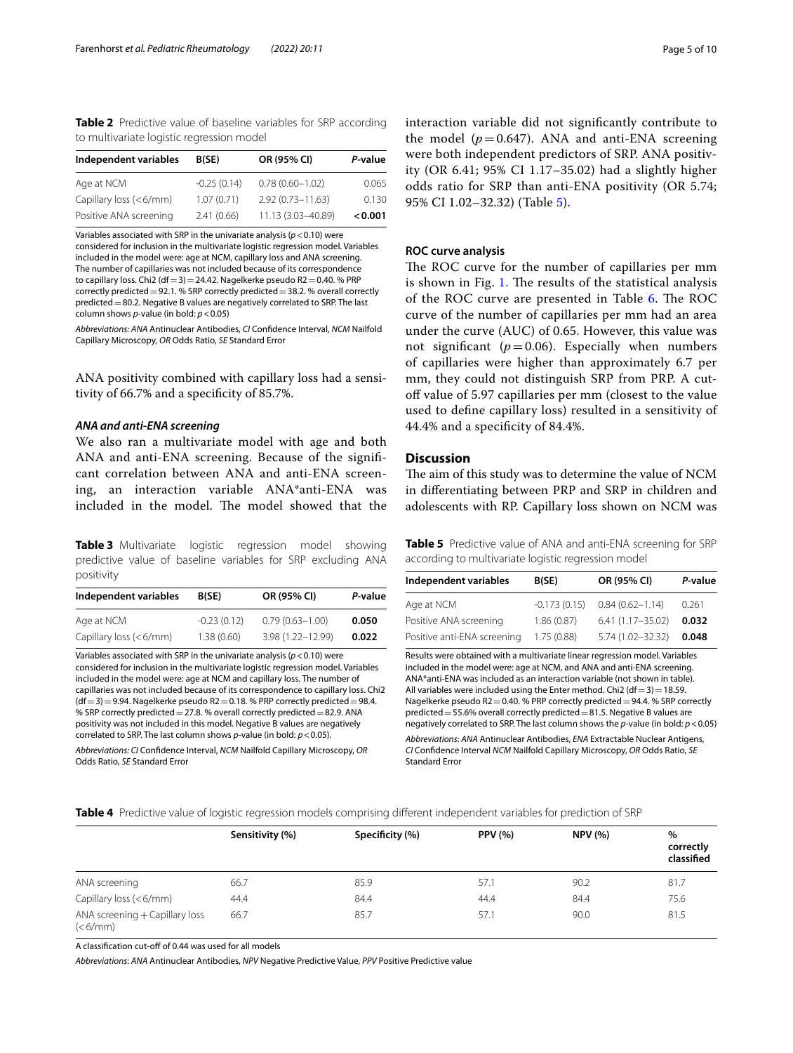**Table 2** Predictive value of baseline variables for SRP according to multivariate logistic regression model

| Independent variables | B(SE) | OR (95% CI) | *P*-value |
|---|---|---|---|
| Age at NCM | -0.25 (0.14) | 0.78 (0.60–1.02) | 0.065 |
| Capillary loss (<6/mm) | 1.07 (0.71) | 2.92 (0.73–11.63) | 0.130 |
| Positive ANA screening | 2.41 (0.66) | 11.13 (3.03–40.89) | **<0.001** |

Variables associated with SRP in the univariate analysis ($p < 0.10$) were considered for inclusion in the multivariate logistic regression model. Variables included in the model were: age at NCM, capillary loss and ANA screening. The number of capillaries was not included because of its correspondence to capillary loss. Chi2 (df = 3) = 24.42. Nagelkerke pseudo R2 = 0.40. % PRP correctly predicted = 92.1. % SRP correctly predicted = 38.2. % overall correctly predicted = 80.2. Negative B values are negatively correlated to SRP. The last column shows *p*-value (in bold: $p < 0.05$)

*Abbreviations: ANA* Antinuclear Antibodies, *CI* Confidence Interval, *NCM* Nailfold Capillary Microscopy, *OR* Odds Ratio, *SE* Standard Error

ANA positivity combined with capillary loss had a sensitivity of 66.7% and a specificity of 85.7%.

### *ANA and anti-ENA screening*

We also ran a multivariate model with age and both ANA and anti-ENA screening. Because of the significant correlation between ANA and anti-ENA screening, an interaction variable ANA*anti-ENA was included in the model. The model showed that the interaction variable did not significantly contribute to the model ($p = 0.647$). ANA and anti-ENA screening were both independent predictors of SRP. ANA positivity (OR 6.41; 95% CI 1.17–35.02) had a slightly higher odds ratio for SRP than anti-ENA positivity (OR 5.74; 95% CI 1.02–32.32) (Table 5).

**Table 3** Multivariate logistic regression model showing predictive value of baseline variables for SRP excluding ANA positivity

| Independent variables | B(SE) | OR (95% CI) | *P*-value |
|---|---|---|---|
| Age at NCM | -0.23 (0.12) | 0.79 (0.63–1.00) | **0.050** |
| Capillary loss (<6/mm) | 1.38 (0.60) | 3.98 (1.22–12.99) | **0.022** |

Variables associated with SRP in the univariate analysis ($p < 0.10$) were considered for inclusion in the multivariate logistic regression model. Variables included in the model were: age at NCM and capillary loss. The number of capillaries was not included because of its correspondence to capillary loss. Chi2 (df = 3) = 9.94. Nagelkerke pseudo R2 = 0.18. % PRP correctly predicted = 98.4. % SRP correctly predicted = 27.8. % overall correctly predicted = 82.9. ANA positivity was not included in this model. Negative B values are negatively correlated to SRP. The last column shows *p*-value (in bold: $p < 0.05$).

*Abbreviations: CI* Confidence Interval, *NCM* Nailfold Capillary Microscopy, *OR* Odds Ratio, *SE* Standard Error

### **ROC curve analysis**

The ROC curve for the number of capillaries per mm is shown in Fig. 1. The results of the statistical analysis of the ROC curve are presented in Table 6. The ROC curve of the number of capillaries per mm had an area under the curve (AUC) of 0.65. However, this value was not significant ($p = 0.06$). Especially when numbers of capillaries were higher than approximately 6.7 per mm, they could not distinguish SRP from PRP. A cut-off value of 5.97 capillaries per mm (closest to the value used to define capillary loss) resulted in a sensitivity of 44.4% and a specificity of 84.4%.

## **Discussion**

The aim of this study was to determine the value of NCM in differentiating between PRP and SRP in children and adolescents with RP. Capillary loss shown on NCM was

**Table 5** Predictive value of ANA and anti-ENA screening for SRP according to multivariate logistic regression model

| Independent variables | B(SE) | OR (95% CI) | *P*-value |
|---|---|---|---|
| Age at NCM | -0.173 (0.15) | 0.84 (0.62–1.14) | 0.261 |
| Positive ANA screening | 1.86 (0.87) | 6.41 (1.17–35.02) | **0.032** |
| Positive anti-ENA screening | 1.75 (0.88) | 5.74 (1.02–32.32) | **0.048** |

Results were obtained with a multivariate linear regression model. Variables included in the model were: age at NCM, and ANA and anti-ENA screening. ANA*anti-ENA was included as an interaction variable (not shown in table). All variables were included using the Enter method. Chi2 (df = 3) = 18.59. Nagelkerke pseudo R2 = 0.40. % PRP correctly predicted = 94.4. % SRP correctly predicted = 55.6% overall correctly predicted = 81.5. Negative B values are negatively correlated to SRP. The last column shows the *p*-value (in bold: $p < 0.05$)

*Abbreviations*: *ANA* Antinuclear Antibodies, *ENA* Extractable Nuclear Antigens, *CI* Confidence Interval *NCM* Nailfold Capillary Microscopy, *OR* Odds Ratio, *SE* Standard Error

**Table 4** Predictive value of logistic regression models comprising different independent variables for prediction of SRP

| | Sensitivity (%) | Specificity (%) | PPV (%) | NPV (%) | % correctly classified |
|---|---|---|---|---|---|
| ANA screening | 66.7 | 85.9 | 57.1 | 90.2 | 81.7 |
| Capillary loss (<6/mm) | 44.4 | 84.4 | 44.4 | 84.4 | 75.6 |
| ANA screening + Capillary loss (<6/mm) | 66.7 | 85.7 | 57.1 | 90.0 | 81.5 |

A classification cut-off of 0.44 was used for all models

*Abbreviations*: *ANA* Antinuclear Antibodies, *NPV* Negative Predictive Value, *PPV* Positive Predictive value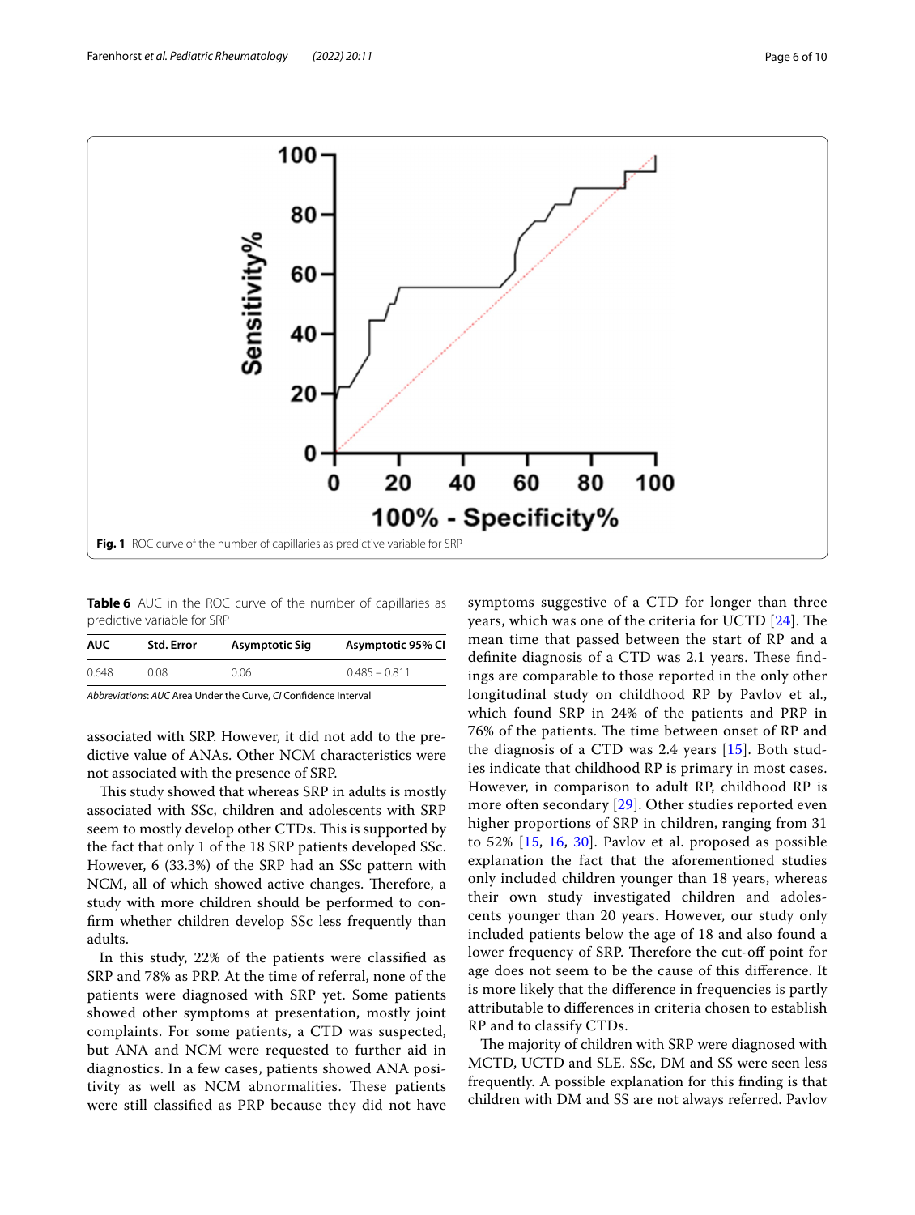Fig. 1 ROC curve of the number of capillaries as predictive variable for SRP

**Table 6** AUC in the ROC curve of the number of capillaries as predictive variable for SRP

| AUC | Std. Error | Asymptotic Sig | Asymptotic 95% CI |
|---|---|---|---|
| 0.648 | 0.08 | 0.06 | 0.485 – 0.811 |

*Abbreviations*: *AUC* Area Under the Curve, *CI* Confidence Interval

associated with SRP. However, it did not add to the predictive value of ANAs. Other NCM characteristics were not associated with the presence of SRP.

This study showed that whereas SRP in adults is mostly associated with SSc, children and adolescents with SRP seem to mostly develop other CTDs. This is supported by the fact that only 1 of the 18 SRP patients developed SSc. However, 6 (33.3%) of the SRP had an SSc pattern with NCM, all of which showed active changes. Therefore, a study with more children should be performed to confirm whether children develop SSc less frequently than adults.

In this study, 22% of the patients were classified as SRP and 78% as PRP. At the time of referral, none of the patients were diagnosed with SRP yet. Some patients showed other symptoms at presentation, mostly joint complaints. For some patients, a CTD was suspected, but ANA and NCM were requested to further aid in diagnostics. In a few cases, patients showed ANA positivity as well as NCM abnormalities. These patients were still classified as PRP because they did not have symptoms suggestive of a CTD for longer than three years, which was one of the criteria for UCTD [24]. The mean time that passed between the start of RP and a definite diagnosis of a CTD was 2.1 years. These findings are comparable to those reported in the only other longitudinal study on childhood RP by Pavlov et al., which found SRP in 24% of the patients and PRP in 76% of the patients. The time between onset of RP and the diagnosis of a CTD was 2.4 years [15]. Both studies indicate that childhood RP is primary in most cases. However, in comparison to adult RP, childhood RP is more often secondary [29]. Other studies reported even higher proportions of SRP in children, ranging from 31 to 52% [15, 16, 30]. Pavlov et al. proposed as possible explanation the fact that the aforementioned studies only included children younger than 18 years, whereas their own study investigated children and adolescents younger than 20 years. However, our study only included patients below the age of 18 and also found a lower frequency of SRP. Therefore the cut-off point for age does not seem to be the cause of this difference. It is more likely that the difference in frequencies is partly attributable to differences in criteria chosen to establish RP and to classify CTDs.

The majority of children with SRP were diagnosed with MCTD, UCTD and SLE. SSc, DM and SS were seen less frequently. A possible explanation for this finding is that children with DM and SS are not always referred. Pavlov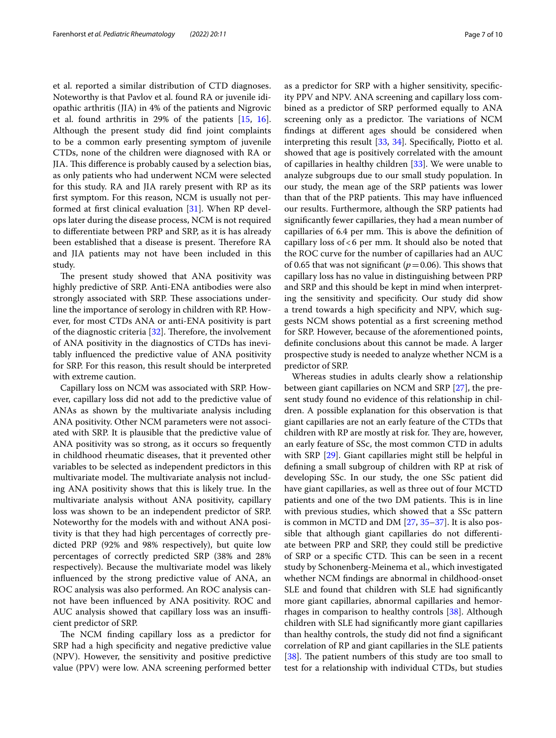et al. reported a similar distribution of CTD diagnoses. Noteworthy is that Pavlov et al. found RA or juvenile idiopathic arthritis (JIA) in 4% of the patients and Nigrovic et al. found arthritis in 29% of the patients [15, 16]. Although the present study did find joint complaints to be a common early presenting symptom of juvenile CTDs, none of the children were diagnosed with RA or JIA. This difference is probably caused by a selection bias, as only patients who had underwent NCM were selected for this study. RA and JIA rarely present with RP as its first symptom. For this reason, NCM is usually not performed at first clinical evaluation [31]. When RP develops later during the disease process, NCM is not required to differentiate between PRP and SRP, as it is has already been established that a disease is present. Therefore RA and JIA patients may not have been included in this study.

The present study showed that ANA positivity was highly predictive of SRP. Anti-ENA antibodies were also strongly associated with SRP. These associations underline the importance of serology in children with RP. However, for most CTDs ANA or anti-ENA positivity is part of the diagnostic criteria [32]. Therefore, the involvement of ANA positivity in the diagnostics of CTDs has inevitably influenced the predictive value of ANA positivity for SRP. For this reason, this result should be interpreted with extreme caution.

Capillary loss on NCM was associated with SRP. However, capillary loss did not add to the predictive value of ANAs as shown by the multivariate analysis including ANA positivity. Other NCM parameters were not associated with SRP. It is plausible that the predictive value of ANA positivity was so strong, as it occurs so frequently in childhood rheumatic diseases, that it prevented other variables to be selected as independent predictors in this multivariate model. The multivariate analysis not including ANA positivity shows that this is likely true. In the multivariate analysis without ANA positivity, capillary loss was shown to be an independent predictor of SRP. Noteworthy for the models with and without ANA positivity is that they had high percentages of correctly predicted PRP (92% and 98% respectively), but quite low percentages of correctly predicted SRP (38% and 28% respectively). Because the multivariate model was likely influenced by the strong predictive value of ANA, an ROC analysis was also performed. An ROC analysis cannot have been influenced by ANA positivity. ROC and AUC analysis showed that capillary loss was an insufficient predictor of SRP.

The NCM finding capillary loss as a predictor for SRP had a high specificity and negative predictive value (NPV). However, the sensitivity and positive predictive value (PPV) were low. ANA screening performed better as a predictor for SRP with a higher sensitivity, specificity PPV and NPV. ANA screening and capillary loss combined as a predictor of SRP performed equally to ANA screening only as a predictor. The variations of NCM findings at different ages should be considered when interpreting this result [33, 34]. Specifically, Piotto et al. showed that age is positively correlated with the amount of capillaries in healthy children [33]. We were unable to analyze subgroups due to our small study population. In our study, the mean age of the SRP patients was lower than that of the PRP patients. This may have influenced our results. Furthermore, although the SRP patients had significantly fewer capillaries, they had a mean number of capillaries of 6.4 per mm. This is above the definition of capillary loss of $<6$ per mm. It should also be noted that the ROC curve for the number of capillaries had an AUC of 0.65 that was not significant ($p = 0.06$). This shows that capillary loss has no value in distinguishing between PRP and SRP and this should be kept in mind when interpreting the sensitivity and specificity. Our study did show a trend towards a high specificity and NPV, which suggests NCM shows potential as a first screening method for SRP. However, because of the aforementioned points, definite conclusions about this cannot be made. A larger prospective study is needed to analyze whether NCM is a predictor of SRP.

Whereas studies in adults clearly show a relationship between giant capillaries on NCM and SRP [27], the present study found no evidence of this relationship in children. A possible explanation for this observation is that giant capillaries are not an early feature of the CTDs that children with RP are mostly at risk for. They are, however, an early feature of SSc, the most common CTD in adults with SRP [29]. Giant capillaries might still be helpful in defining a small subgroup of children with RP at risk of developing SSc. In our study, the one SSc patient did have giant capillaries, as well as three out of four MCTD patients and one of the two DM patients. This is in line with previous studies, which showed that a SSc pattern is common in MCTD and DM [27, 35–37]. It is also possible that although giant capillaries do not differentiate between PRP and SRP, they could still be predictive of SRP or a specific CTD. This can be seen in a recent study by Schonenberg-Meinema et al., which investigated whether NCM findings are abnormal in childhood-onset SLE and found that children with SLE had significantly more giant capillaries, abnormal capillaries and hemorrhages in comparison to healthy controls [38]. Although children with SLE had significantly more giant capillaries than healthy controls, the study did not find a significant correlation of RP and giant capillaries in the SLE patients [38]. The patient numbers of this study are too small to test for a relationship with individual CTDs, but studies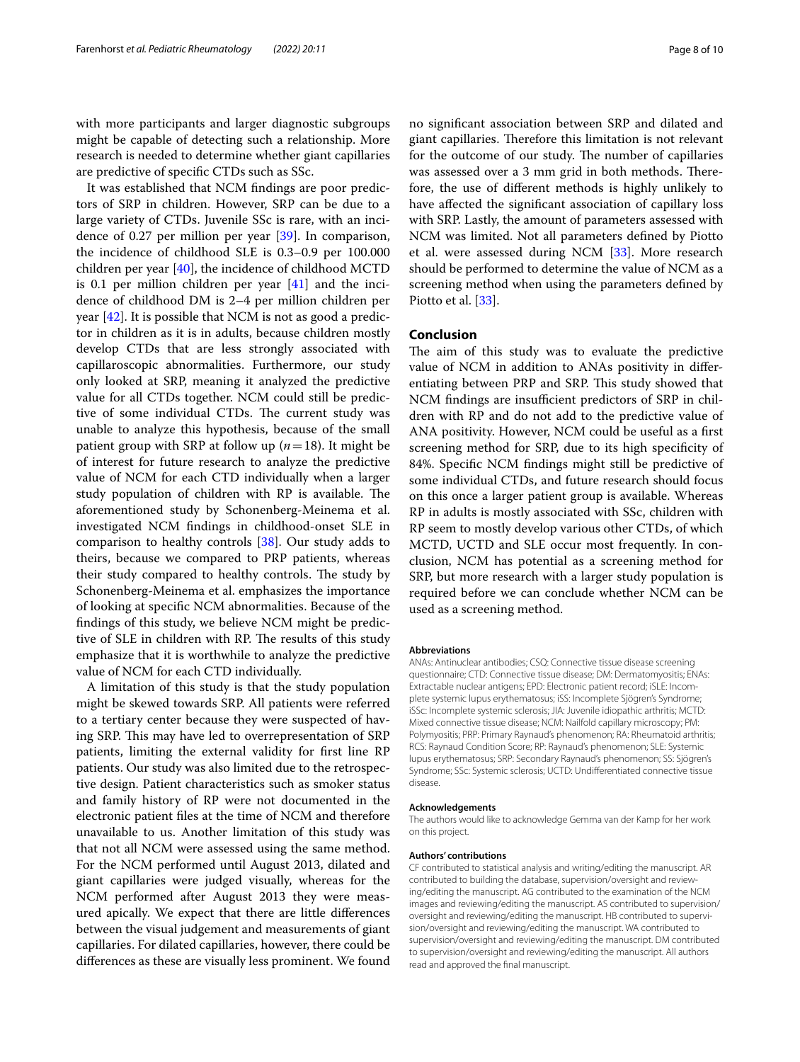with more participants and larger diagnostic subgroups might be capable of detecting such a relationship. More research is needed to determine whether giant capillaries are predictive of specific CTDs such as SSc.

It was established that NCM findings are poor predictors of SRP in children. However, SRP can be due to a large variety of CTDs. Juvenile SSc is rare, with an incidence of 0.27 per million per year [39]. In comparison, the incidence of childhood SLE is 0.3–0.9 per 100.000 children per year [40], the incidence of childhood MCTD is 0.1 per million children per year [41] and the incidence of childhood DM is 2–4 per million children per year [42]. It is possible that NCM is not as good a predictor in children as it is in adults, because children mostly develop CTDs that are less strongly associated with capillaroscopic abnormalities. Furthermore, our study only looked at SRP, meaning it analyzed the predictive value for all CTDs together. NCM could still be predictive of some individual CTDs. The current study was unable to analyze this hypothesis, because of the small patient group with SRP at follow up ($n = 18$). It might be of interest for future research to analyze the predictive value of NCM for each CTD individually when a larger study population of children with RP is available. The aforementioned study by Schonenberg-Meinema et al. investigated NCM findings in childhood-onset SLE in comparison to healthy controls [38]. Our study adds to theirs, because we compared to PRP patients, whereas their study compared to healthy controls. The study by Schonenberg-Meinema et al. emphasizes the importance of looking at specific NCM abnormalities. Because of the findings of this study, we believe NCM might be predictive of SLE in children with RP. The results of this study emphasize that it is worthwhile to analyze the predictive value of NCM for each CTD individually.

A limitation of this study is that the study population might be skewed towards SRP. All patients were referred to a tertiary center because they were suspected of having SRP. This may have led to overrepresentation of SRP patients, limiting the external validity for first line RP patients. Our study was also limited due to the retrospective design. Patient characteristics such as smoker status and family history of RP were not documented in the electronic patient files at the time of NCM and therefore unavailable to us. Another limitation of this study was that not all NCM were assessed using the same method. For the NCM performed until August 2013, dilated and giant capillaries were judged visually, whereas for the NCM performed after August 2013 they were measured apically. We expect that there are little differences between the visual judgement and measurements of giant capillaries. For dilated capillaries, however, there could be differences as these are visually less prominent. We found no significant association between SRP and dilated and giant capillaries. Therefore this limitation is not relevant for the outcome of our study. The number of capillaries was assessed over a 3 mm grid in both methods. Therefore, the use of different methods is highly unlikely to have affected the significant association of capillary loss with SRP. Lastly, the amount of parameters assessed with NCM was limited. Not all parameters defined by Piotto et al. were assessed during NCM [33]. More research should be performed to determine the value of NCM as a screening method when using the parameters defined by Piotto et al. [33].

## Conclusion

The aim of this study was to evaluate the predictive value of NCM in addition to ANAs positivity in differentiating between PRP and SRP. This study showed that NCM findings are insufficient predictors of SRP in children with RP and do not add to the predictive value of ANA positivity. However, NCM could be useful as a first screening method for SRP, due to its high specificity of 84%. Specific NCM findings might still be predictive of some individual CTDs, and future research should focus on this once a larger patient group is available. Whereas RP in adults is mostly associated with SSc, children with RP seem to mostly develop various other CTDs, of which MCTD, UCTD and SLE occur most frequently. In conclusion, NCM has potential as a screening method for SRP, but more research with a larger study population is required before we can conclude whether NCM can be used as a screening method.

#### Abbreviations

ANAs: Antinuclear antibodies; CSQ: Connective tissue disease screening questionnaire; CTD: Connective tissue disease; DM: Dermatomyositis; ENAs: Extractable nuclear antigens; EPD: Electronic patient record; iSLE: Incomplete systemic lupus erythematosus; iSS: Incomplete Sjögren's Syndrome; iSSc: Incomplete systemic sclerosis; JIA: Juvenile idiopathic arthritis; MCTD: Mixed connective tissue disease; NCM: Nailfold capillary microscopy; PM: Polymyositis; PRP: Primary Raynaud's phenomenon; RA: Rheumatoid arthritis; RCS: Raynaud Condition Score; RP: Raynaud's phenomenon; SLE: Systemic lupus erythematosus; SRP: Secondary Raynaud's phenomenon; SS: Sjögren's Syndrome; SSc: Systemic sclerosis; UCTD: Undifferentiated connective tissue disease.

#### Acknowledgements

The authors would like to acknowledge Gemma van der Kamp for her work on this project.

#### Authors' contributions

CF contributed to statistical analysis and writing/editing the manuscript. AR contributed to building the database, supervision/oversight and reviewing/editing the manuscript. AG contributed to the examination of the NCM images and reviewing/editing the manuscript. AS contributed to supervision/oversight and reviewing/editing the manuscript. HB contributed to supervision/oversight and reviewing/editing the manuscript. WA contributed to supervision/oversight and reviewing/editing the manuscript. DM contributed to supervision/oversight and reviewing/editing the manuscript. All authors read and approved the final manuscript.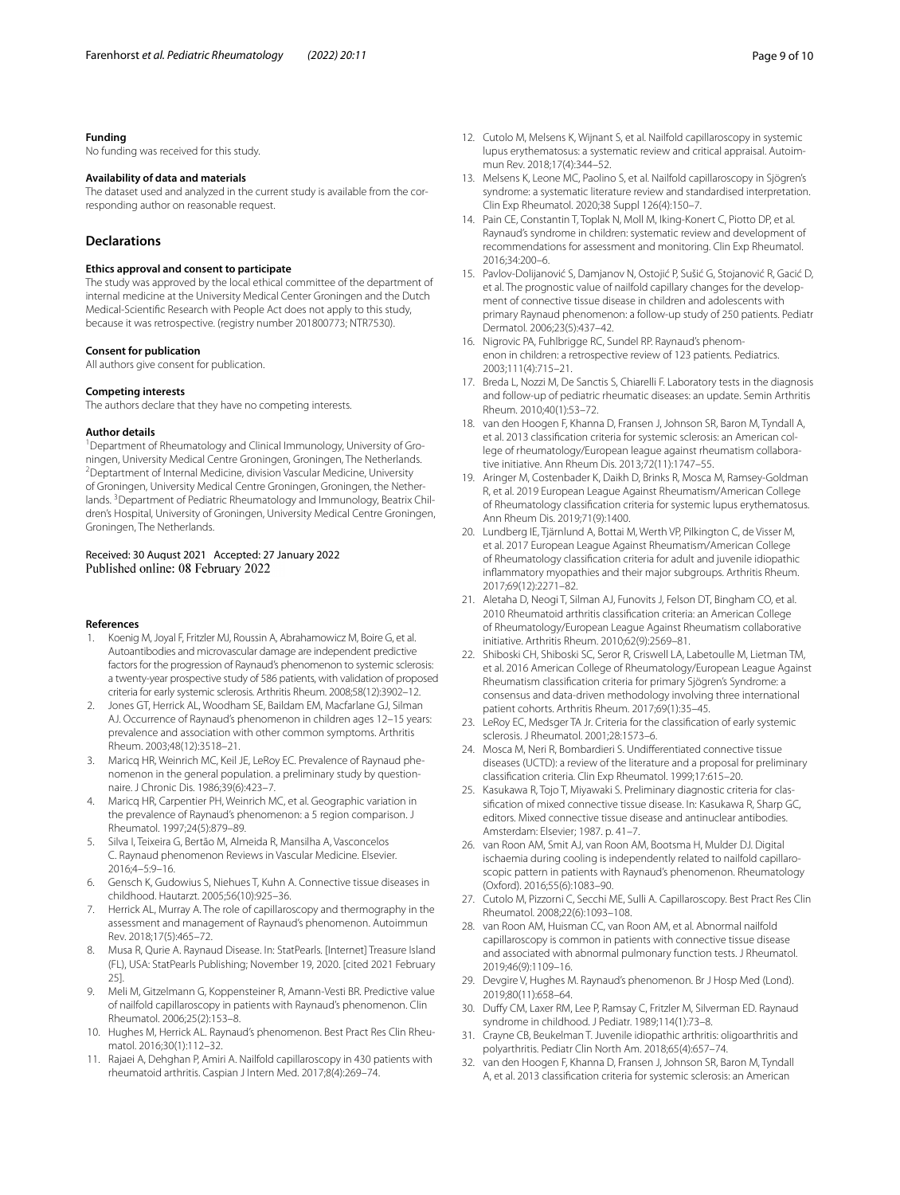#### Funding

No funding was received for this study.

#### Availability of data and materials

The dataset used and analyzed in the current study is available from the corresponding author on reasonable request.

## Declarations

#### Ethics approval and consent to participate

The study was approved by the local ethical committee of the department of internal medicine at the University Medical Center Groningen and the Dutch Medical-Scientific Research with People Act does not apply to this study, because it was retrospective. (registry number 201800773; NTR7530).

#### Consent for publication

All authors give consent for publication.

#### Competing interests

The authors declare that they have no competing interests.

#### Author details

[1]Department of Rheumatology and Clinical Immunology, University of Groningen, University Medical Centre Groningen, Groningen, The Netherlands. [2]Deptartment of Internal Medicine, division Vascular Medicine, University of Groningen, University Medical Centre Groningen, Groningen, the Netherlands. [3]Department of Pediatric Rheumatology and Immunology, Beatrix Children's Hospital, University of Groningen, University Medical Centre Groningen, Groningen, The Netherlands.

Received: 30 August 2021 Accepted: 27 January 2022
Published online: 08 February 2022

#### References

1. Koenig M, Joyal F, Fritzler MJ, Roussin A, Abrahamowicz M, Boire G, et al. Autoantibodies and microvascular damage are independent predictive factors for the progression of Raynaud's phenomenon to systemic sclerosis: a twenty-year prospective study of 586 patients, with validation of proposed criteria for early systemic sclerosis. Arthritis Rheum. 2008;58(12):3902–12.
2. Jones GT, Herrick AL, Woodham SE, Baildam EM, Macfarlane GJ, Silman AJ. Occurrence of Raynaud's phenomenon in children ages 12–15 years: prevalence and association with other common symptoms. Arthritis Rheum. 2003;48(12):3518–21.
3. Maricq HR, Weinrich MC, Keil JE, LeRoy EC. Prevalence of Raynaud phenomenon in the general population. a preliminary study by questionnaire. J Chronic Dis. 1986;39(6):423–7.
4. Maricq HR, Carpentier PH, Weinrich MC, et al. Geographic variation in the prevalence of Raynaud's phenomenon: a 5 region comparison. J Rheumatol. 1997;24(5):879–89.
5. Silva I, Teixeira G, Bertão M, Almeida R, Mansilha A, Vasconcelos C. Raynaud phenomenon Reviews in Vascular Medicine. Elsevier. 2016;4–5:9–16.
6. Gensch K, Gudowius S, Niehues T, Kuhn A. Connective tissue diseases in childhood. Hautarzt. 2005;56(10):925–36.
7. Herrick AL, Murray A. The role of capillaroscopy and thermography in the assessment and management of Raynaud's phenomenon. Autoimmun Rev. 2018;17(5):465–72.
8. Musa R, Qurie A. Raynaud Disease. In: StatPearls. [Internet] Treasure Island (FL), USA: StatPearls Publishing; November 19, 2020. [cited 2021 February 25].
9. Meli M, Gitzelmann G, Koppensteiner R, Amann-Vesti BR. Predictive value of nailfold capillaroscopy in patients with Raynaud's phenomenon. Clin Rheumatol. 2006;25(2):153–8.
10. Hughes M, Herrick AL. Raynaud's phenomenon. Best Pract Res Clin Rheumatol. 2016;30(1):112–32.
11. Rajaei A, Dehghan P, Amiri A. Nailfold capillaroscopy in 430 patients with rheumatoid arthritis. Caspian J Intern Med. 2017;8(4):269–74.
12. Cutolo M, Melsens K, Wijnant S, et al. Nailfold capillaroscopy in systemic lupus erythematosus: a systematic review and critical appraisal. Autoimmun Rev. 2018;17(4):344–52.
13. Melsens K, Leone MC, Paolino S, et al. Nailfold capillaroscopy in Sjögren's syndrome: a systematic literature review and standardised interpretation. Clin Exp Rheumatol. 2020;38 Suppl 126(4):150–7.
14. Pain CE, Constantin T, Toplak N, Moll M, Iking-Konert C, Piotto DP, et al. Raynaud's syndrome in children: systematic review and development of recommendations for assessment and monitoring. Clin Exp Rheumatol. 2016;34:200–6.
15. Pavlov-Dolijanović S, Damjanov N, Ostojić P, Sušić G, Stojanović R, Gacić D, et al. The prognostic value of nailfold capillary changes for the development of connective tissue disease in children and adolescents with primary Raynaud phenomenon: a follow-up study of 250 patients. Pediatr Dermatol. 2006;23(5):437–42.
16. Nigrovic PA, Fuhlbrigge RC, Sundel RP. Raynaud's phenomenon in children: a retrospective review of 123 patients. Pediatrics. 2003;111(4):715–21.
17. Breda L, Nozzi M, De Sanctis S, Chiarelli F. Laboratory tests in the diagnosis and follow-up of pediatric rheumatic diseases: an update. Semin Arthritis Rheum. 2010;40(1):53–72.
18. van den Hoogen F, Khanna D, Fransen J, Johnson SR, Baron M, Tyndall A, et al. 2013 classification criteria for systemic sclerosis: an American college of rheumatology/European league against rheumatism collaborative initiative. Ann Rheum Dis. 2013;72(11):1747–55.
19. Aringer M, Costenbader K, Daikh D, Brinks R, Mosca M, Ramsey-Goldman R, et al. 2019 European League Against Rheumatism/American College of Rheumatology classification criteria for systemic lupus erythematosus. Ann Rheum Dis. 2019;71(9):1400.
20. Lundberg IE, Tjärnlund A, Bottai M, Werth VP, Pilkington C, de Visser M, et al. 2017 European League Against Rheumatism/American College of Rheumatology classification criteria for adult and juvenile idiopathic inflammatory myopathies and their major subgroups. Arthritis Rheum. 2017;69(12):2271–82.
21. Aletaha D, Neogi T, Silman AJ, Funovits J, Felson DT, Bingham CO, et al. 2010 Rheumatoid arthritis classification criteria: an American College of Rheumatology/European League Against Rheumatism collaborative initiative. Arthritis Rheum. 2010;62(9):2569–81.
22. Shiboski CH, Shiboski SC, Seror R, Criswell LA, Labetoulle M, Lietman TM, et al. 2016 American College of Rheumatology/European League Against Rheumatism classification criteria for primary Sjögren's Syndrome: a consensus and data-driven methodology involving three international patient cohorts. Arthritis Rheum. 2017;69(1):35–45.
23. LeRoy EC, Medsger TA Jr. Criteria for the classification of early systemic sclerosis. J Rheumatol. 2001;28:1573–6.
24. Mosca M, Neri R, Bombardieri S. Undifferentiated connective tissue diseases (UCTD): a review of the literature and a proposal for preliminary classification criteria. Clin Exp Rheumatol. 1999;17:615–20.
25. Kasukawa R, Tojo T, Miyawaki S. Preliminary diagnostic criteria for classification of mixed connective tissue disease. In: Kasukawa R, Sharp GC, editors. Mixed connective tissue disease and antinuclear antibodies. Amsterdam: Elsevier; 1987. p. 41–7.
26. van Roon AM, Smit AJ, van Roon AM, Bootsma H, Mulder DJ. Digital ischaemia during cooling is independently related to nailfold capillaroscopic pattern in patients with Raynaud's phenomenon. Rheumatology (Oxford). 2016;55(6):1083–90.
27. Cutolo M, Pizzorni C, Secchi ME, Sulli A. Capillaroscopy. Best Pract Res Clin Rheumatol. 2008;22(6):1093–108.
28. van Roon AM, Huisman CC, van Roon AM, et al. Abnormal nailfold capillaroscopy is common in patients with connective tissue disease and associated with abnormal pulmonary function tests. J Rheumatol. 2019;46(9):1109–16.
29. Devgire V, Hughes M. Raynaud's phenomenon. Br J Hosp Med (Lond). 2019;80(11):658–64.
30. Duffy CM, Laxer RM, Lee P, Ramsay C, Fritzler M, Silverman ED. Raynaud syndrome in childhood. J Pediatr. 1989;114(1):73–8.
31. Crayne CB, Beukelman T. Juvenile idiopathic arthritis: oligoarthritis and polyarthritis. Pediatr Clin North Am. 2018;65(4):657–74.
32. van den Hoogen F, Khanna D, Fransen J, Johnson SR, Baron M, Tyndall A, et al. 2013 classification criteria for systemic sclerosis: an American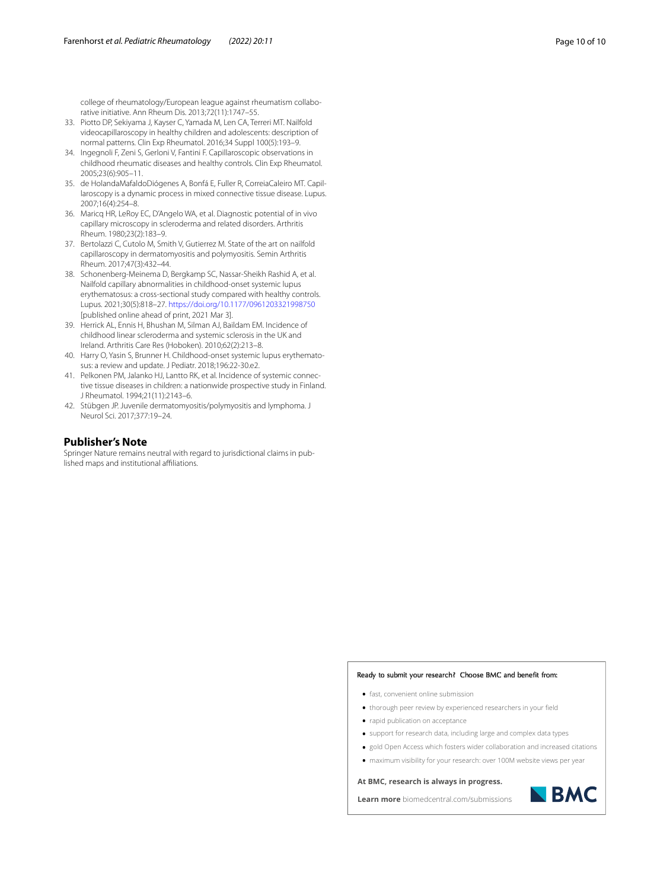college of rheumatology/European league against rheumatism collaborative initiative. Ann Rheum Dis. 2013;72(11):1747–55.

33. Piotto DP, Sekiyama J, Kayser C, Yamada M, Len CA, Terreri MT. Nailfold videocapillaroscopy in healthy children and adolescents: description of normal patterns. Clin Exp Rheumatol. 2016;34 Suppl 100(5):193–9.
34. Ingegnoli F, Zeni S, Gerloni V, Fantini F. Capillaroscopic observations in childhood rheumatic diseases and healthy controls. Clin Exp Rheumatol. 2005;23(6):905–11.
35. de HolandaMafaldoDiógenes A, Bonfá E, Fuller R, CorreiaCaleiro MT. Capillaroscopy is a dynamic process in mixed connective tissue disease. Lupus. 2007;16(4):254–8.
36. Maricq HR, LeRoy EC, D'Angelo WA, et al. Diagnostic potential of in vivo capillary microscopy in scleroderma and related disorders. Arthritis Rheum. 1980;23(2):183–9.
37. Bertolazzi C, Cutolo M, Smith V, Gutierrez M. State of the art on nailfold capillaroscopy in dermatomyositis and polymyositis. Semin Arthritis Rheum. 2017;47(3):432–44.
38. Schonenberg-Meinema D, Bergkamp SC, Nassar-Sheikh Rashid A, et al. Nailfold capillary abnormalities in childhood-onset systemic lupus erythematosus: a cross-sectional study compared with healthy controls. Lupus. 2021;30(5):818–27. https://doi.org/10.1177/0961203321998750 [published online ahead of print, 2021 Mar 3].
39. Herrick AL, Ennis H, Bhushan M, Silman AJ, Baildam EM. Incidence of childhood linear scleroderma and systemic sclerosis in the UK and Ireland. Arthritis Care Res (Hoboken). 2010;62(2):213–8.
40. Harry O, Yasin S, Brunner H. Childhood-onset systemic lupus erythematosus: a review and update. J Pediatr. 2018;196:22-30.e2.
41. Pelkonen PM, Jalanko HJ, Lantto RK, et al. Incidence of systemic connective tissue diseases in children: a nationwide prospective study in Finland. J Rheumatol. 1994;21(11):2143–6.
42. Stübgen JP. Juvenile dermatomyositis/polymyositis and lymphoma. J Neurol Sci. 2017;377:19–24.

## Publisher's Note

Springer Nature remains neutral with regard to jurisdictional claims in published maps and institutional affiliations.

Ready to submit your research? Choose BMC and benefit from:

- fast, convenient online submission
- thorough peer review by experienced researchers in your field
- rapid publication on acceptance
- support for research data, including large and complex data types
- gold Open Access which fosters wider collaboration and increased citations
- maximum visibility for your research: over 100M website views per year

**At BMC, research is always in progress.**

**Learn more** biomedcentral.com/submissions

BMC